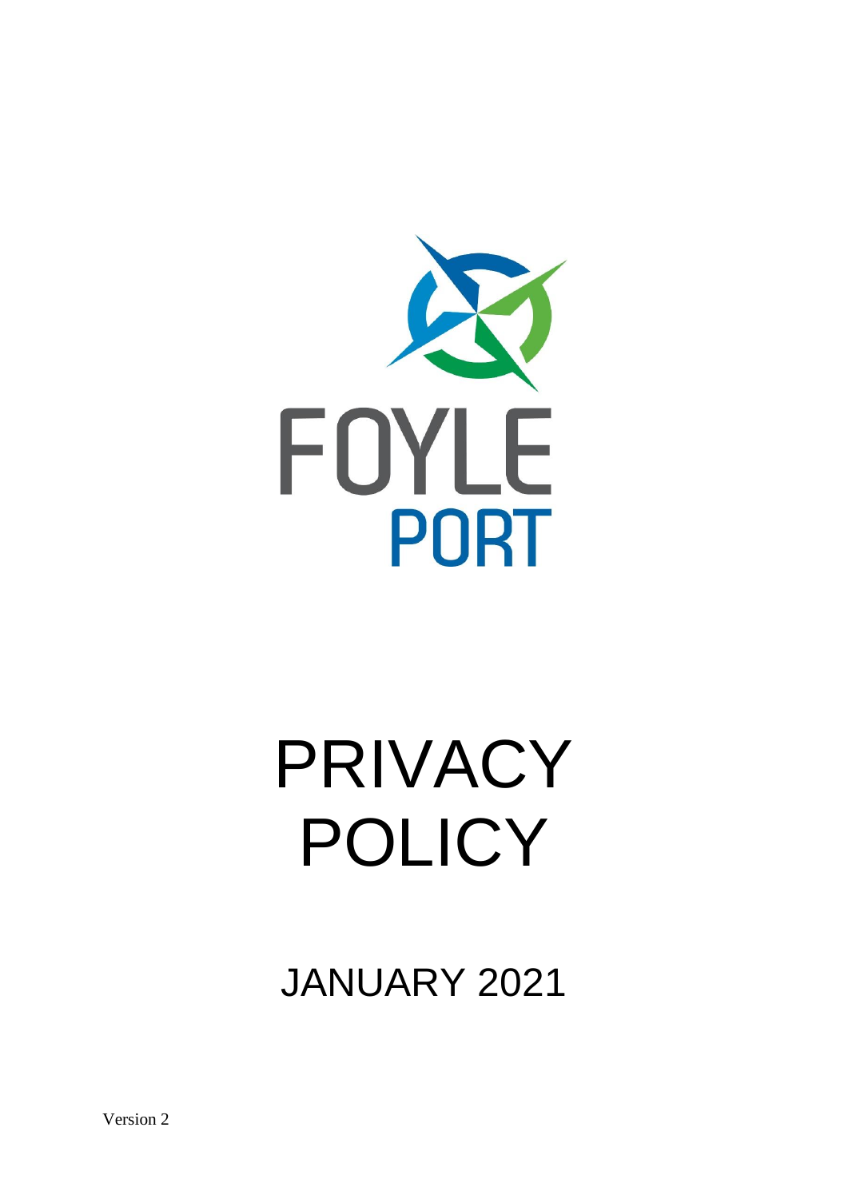FOYLE
PORT

# PRIVACY POLICY

JANUARY 2021

Version 2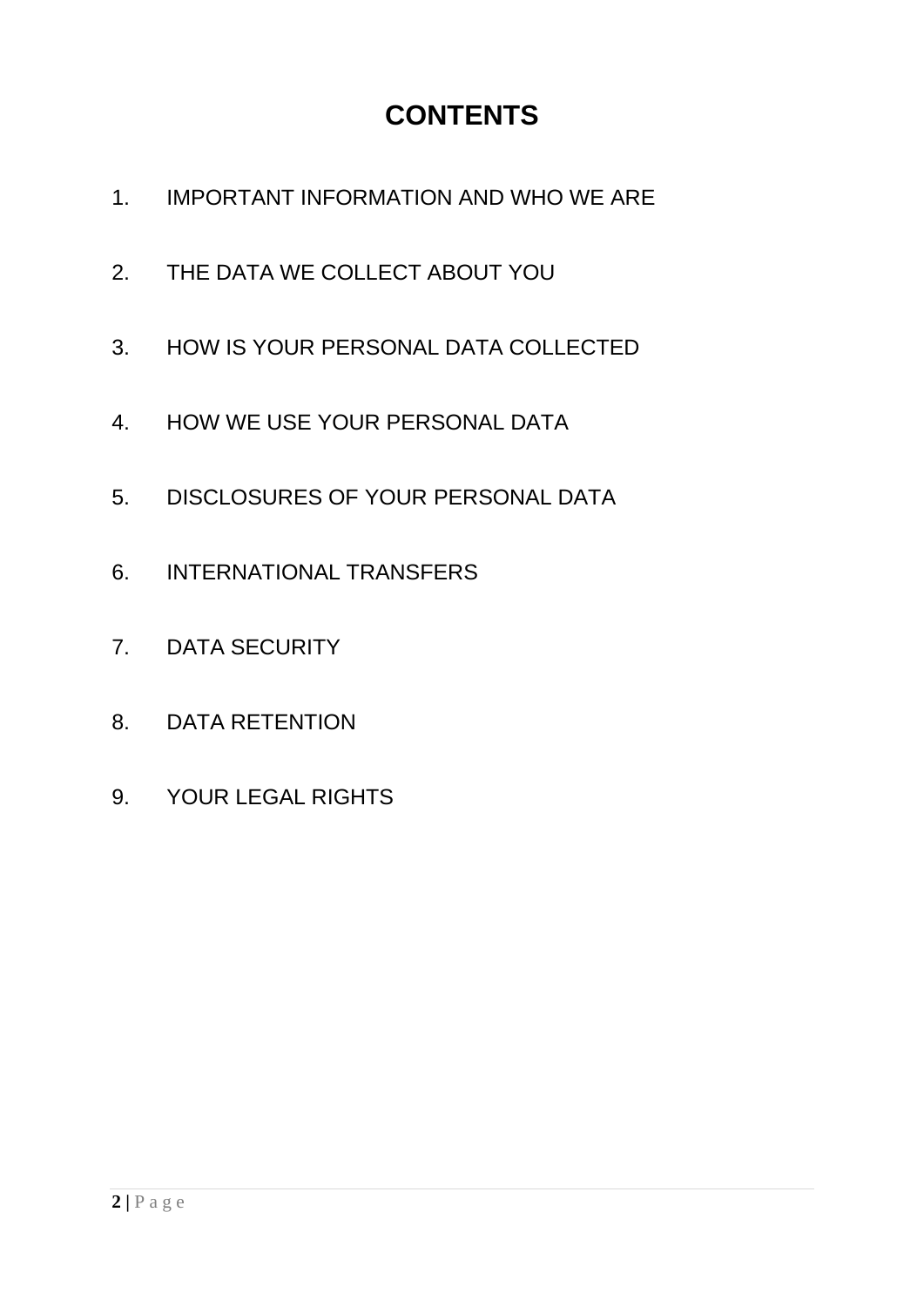# CONTENTS

1. IMPORTANT INFORMATION AND WHO WE ARE
2. THE DATA WE COLLECT ABOUT YOU
3. HOW IS YOUR PERSONAL DATA COLLECTED
4. HOW WE USE YOUR PERSONAL DATA
5. DISCLOSURES OF YOUR PERSONAL DATA
6. INTERNATIONAL TRANSFERS
7. DATA SECURITY
8. DATA RETENTION
9. YOUR LEGAL RIGHTS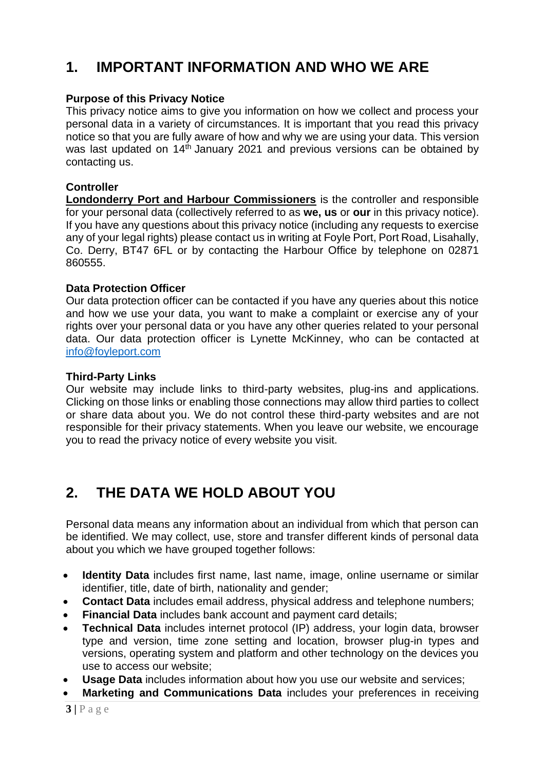# 1. IMPORTANT INFORMATION AND WHO WE ARE

**Purpose of this Privacy Notice**

This privacy notice aims to give you information on how we collect and process your personal data in a variety of circumstances. It is important that you read this privacy notice so that you are fully aware of how and why we are using your data. This version was last updated on 14th January 2021 and previous versions can be obtained by contacting us.

**Controller**

**Londonderry Port and Harbour Commissioners** is the controller and responsible for your personal data (collectively referred to as **we, us** or **our** in this privacy notice). If you have any questions about this privacy notice (including any requests to exercise any of your legal rights) please contact us in writing at Foyle Port, Port Road, Lisahally, Co. Derry, BT47 6FL or by contacting the Harbour Office by telephone on 02871 860555.

**Data Protection Officer**

Our data protection officer can be contacted if you have any queries about this notice and how we use your data, you want to make a complaint or exercise any of your rights over your personal data or you have any other queries related to your personal data. Our data protection officer is Lynette McKinney, who can be contacted at info@foyleport.com

**Third-Party Links**

Our website may include links to third-party websites, plug-ins and applications. Clicking on those links or enabling those connections may allow third parties to collect or share data about you. We do not control these third-party websites and are not responsible for their privacy statements. When you leave our website, we encourage you to read the privacy notice of every website you visit.

# 2. THE DATA WE HOLD ABOUT YOU

Personal data means any information about an individual from which that person can be identified. We may collect, use, store and transfer different kinds of personal data about you which we have grouped together follows:

- **Identity Data** includes first name, last name, image, online username or similar identifier, title, date of birth, nationality and gender;
- **Contact Data** includes email address, physical address and telephone numbers;
- **Financial Data** includes bank account and payment card details;
- **Technical Data** includes internet protocol (IP) address, your login data, browser type and version, time zone setting and location, browser plug-in types and versions, operating system and platform and other technology on the devices you use to access our website;
- **Usage Data** includes information about how you use our website and services;
- **Marketing and Communications Data** includes your preferences in receiving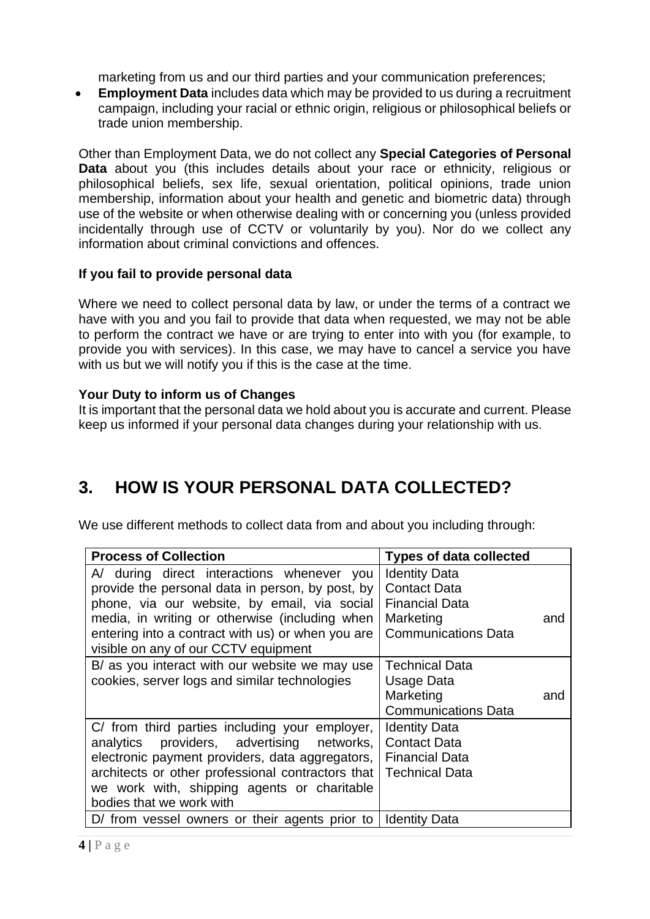marketing from us and our third parties and your communication preferences;

- **Employment Data** includes data which may be provided to us during a recruitment campaign, including your racial or ethnic origin, religious or philosophical beliefs or trade union membership.

Other than Employment Data, we do not collect any **Special Categories of Personal Data** about you (this includes details about your race or ethnicity, religious or philosophical beliefs, sex life, sexual orientation, political opinions, trade union membership, information about your health and genetic and biometric data) through use of the website or when otherwise dealing with or concerning you (unless provided incidentally through use of CCTV or voluntarily by you). Nor do we collect any information about criminal convictions and offences.

**If you fail to provide personal data**

Where we need to collect personal data by law, or under the terms of a contract we have with you and you fail to provide that data when requested, we may not be able to perform the contract we have or are trying to enter into with you (for example, to provide you with services). In this case, we may have to cancel a service you have with us but we will notify you if this is the case at the time.

**Your Duty to inform us of Changes**

It is important that the personal data we hold about you is accurate and current. Please keep us informed if your personal data changes during your relationship with us.

## 3. HOW IS YOUR PERSONAL DATA COLLECTED?

We use different methods to collect data from and about you including through:

| Process of Collection | Types of data collected |
|---|---|
| A/ during direct interactions whenever you provide the personal data in person, by post, by phone, via our website, by email, via social media, in writing or otherwise (including when entering into a contract with us) or when you are visible on any of our CCTV equipment | Identity Data<br>Contact Data<br>Financial Data<br>Marketing and Communications Data |
| B/ as you interact with our website we may use cookies, server logs and similar technologies | Technical Data<br>Usage Data<br>Marketing and Communications Data |
| C/ from third parties including your employer, analytics providers, advertising networks, electronic payment providers, data aggregators, architects or other professional contractors that we work with, shipping agents or charitable bodies that we work with | Identity Data<br>Contact Data<br>Financial Data<br>Technical Data |
| D/ from vessel owners or their agents prior to | Identity Data |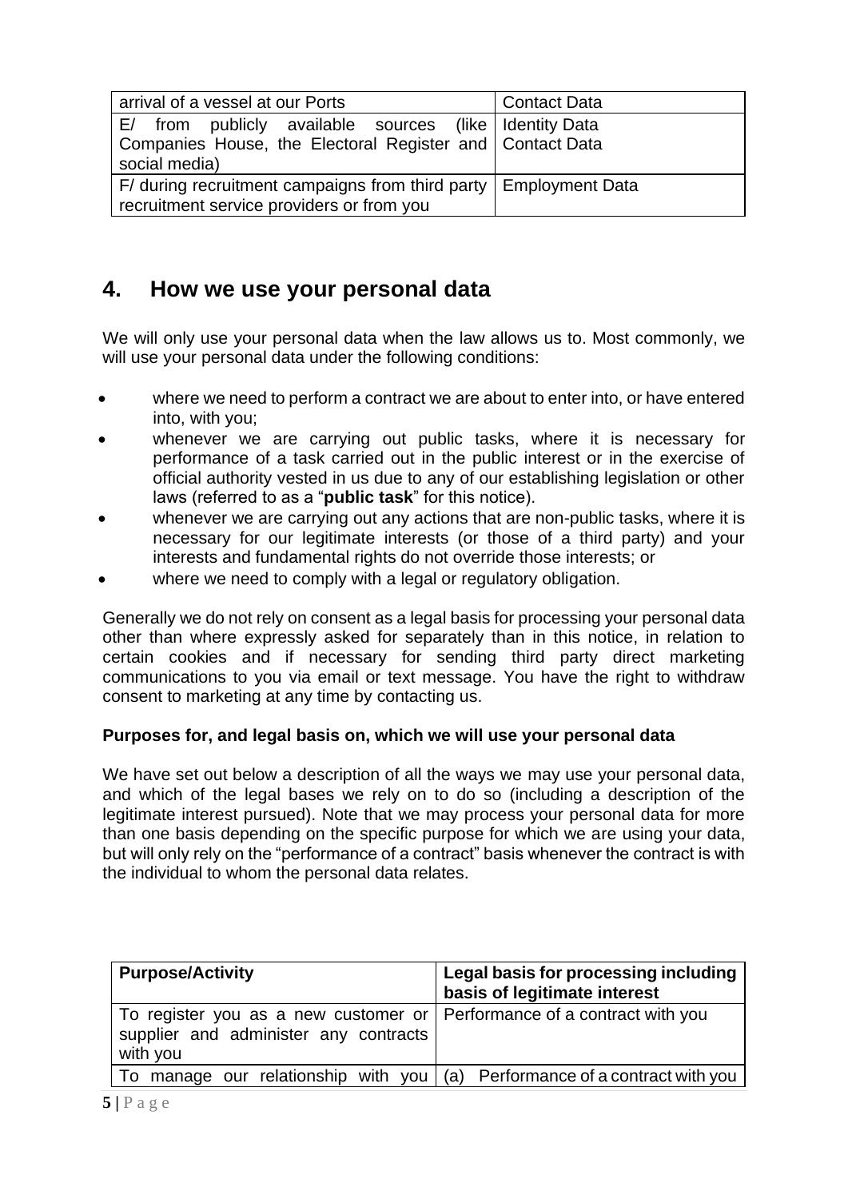| | |
|---|---|
| arrival of a vessel at our Ports | Contact Data |
| E/ from publicly available sources (like Companies House, the Electoral Register and social media) | Identity Data<br>Contact Data |
| F/ during recruitment campaigns from third party recruitment service providers or from you | Employment Data |

## 4. How we use your personal data

We will only use your personal data when the law allows us to. Most commonly, we will use your personal data under the following conditions:

- where we need to perform a contract we are about to enter into, or have entered into, with you;
- whenever we are carrying out public tasks, where it is necessary for performance of a task carried out in the public interest or in the exercise of official authority vested in us due to any of our establishing legislation or other laws (referred to as a "**public task**" for this notice).
- whenever we are carrying out any actions that are non-public tasks, where it is necessary for our legitimate interests (or those of a third party) and your interests and fundamental rights do not override those interests; or
- where we need to comply with a legal or regulatory obligation.

Generally we do not rely on consent as a legal basis for processing your personal data other than where expressly asked for separately than in this notice, in relation to certain cookies and if necessary for sending third party direct marketing communications to you via email or text message. You have the right to withdraw consent to marketing at any time by contacting us.

**Purposes for, and legal basis on, which we will use your personal data**

We have set out below a description of all the ways we may use your personal data, and which of the legal bases we rely on to do so (including a description of the legitimate interest pursued). Note that we may process your personal data for more than one basis depending on the specific purpose for which we are using your data, but will only rely on the "performance of a contract" basis whenever the contract is with the individual to whom the personal data relates.

| Purpose/Activity | Legal basis for processing including basis of legitimate interest |
|---|---|
| To register you as a new customer or supplier and administer any contracts with you | Performance of a contract with you |
| To manage our relationship with you | (a) Performance of a contract with you |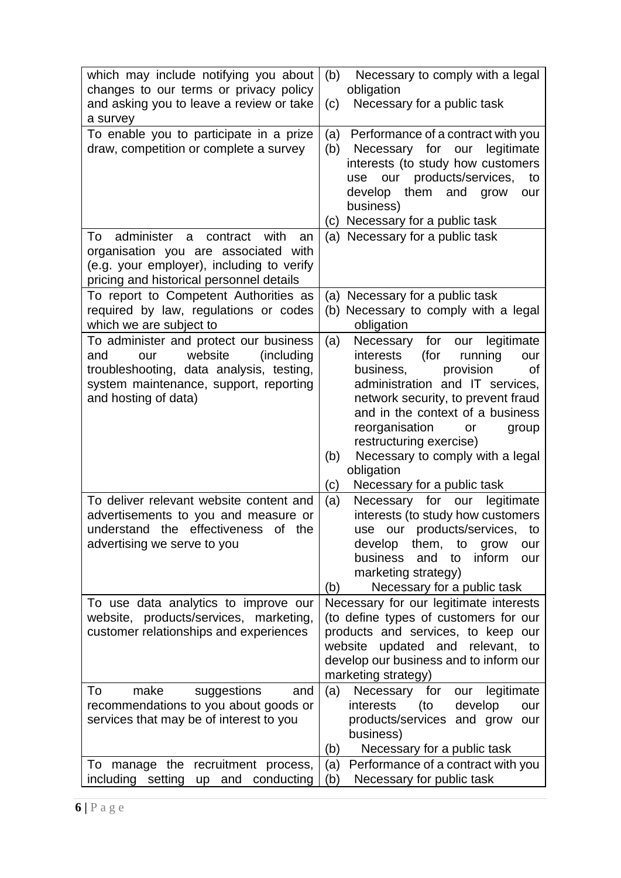| | |
|---|---|
| which may include notifying you about changes to our terms or privacy policy and asking you to leave a review or take a survey | (b) Necessary to comply with a legal obligation<br>(c) Necessary for a public task |
| To enable you to participate in a prize draw, competition or complete a survey | (a) Performance of a contract with you<br>(b) Necessary for our legitimate interests (to study how customers use our products/services, to develop them and grow our business)<br>(c) Necessary for a public task |
| To administer a contract with an organisation you are associated with (e.g. your employer), including to verify pricing and historical personnel details | (a) Necessary for a public task |
| To report to Competent Authorities as required by law, regulations or codes which we are subject to | (a) Necessary for a public task<br>(b) Necessary to comply with a legal obligation |
| To administer and protect our business and our website (including troubleshooting, data analysis, testing, system maintenance, support, reporting and hosting of data) | (a) Necessary for our legitimate interests (for running our business, provision of administration and IT services, network security, to prevent fraud and in the context of a business reorganisation or group restructuring exercise)<br>(b) Necessary to comply with a legal obligation<br>(c) Necessary for a public task |
| To deliver relevant website content and advertisements to you and measure or understand the effectiveness of the advertising we serve to you | (a) Necessary for our legitimate interests (to study how customers use our products/services, to develop them, to grow our business and to inform our marketing strategy)<br>(b) Necessary for a public task |
| To use data analytics to improve our website, products/services, marketing, customer relationships and experiences | Necessary for our legitimate interests (to define types of customers for our products and services, to keep our website updated and relevant, to develop our business and to inform our marketing strategy) |
| To make suggestions and recommendations to you about goods or services that may be of interest to you | (a) Necessary for our legitimate interests (to develop our products/services and grow our business)<br>(b) Necessary for a public task |
| To manage the recruitment process, including setting up and conducting | (a) Performance of a contract with you<br>(b) Necessary for public task |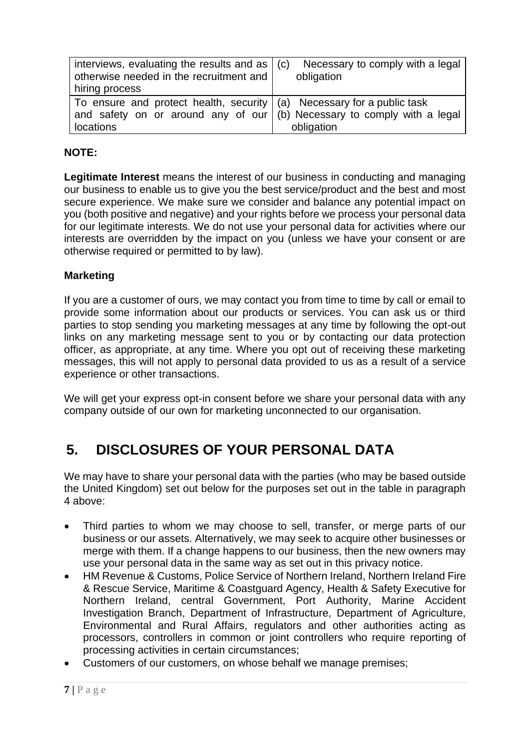| | |
|---|---|
| interviews, evaluating the results and as otherwise needed in the recruitment and hiring process | (c) Necessary to comply with a legal obligation |
| To ensure and protect health, security and safety on or around any of our locations | (a) Necessary for a public task<br>(b) Necessary to comply with a legal obligation |

**NOTE:**

**Legitimate Interest** means the interest of our business in conducting and managing our business to enable us to give you the best service/product and the best and most secure experience. We make sure we consider and balance any potential impact on you (both positive and negative) and your rights before we process your personal data for our legitimate interests. We do not use your personal data for activities where our interests are overridden by the impact on you (unless we have your consent or are otherwise required or permitted to by law).

**Marketing**

If you are a customer of ours, we may contact you from time to time by call or email to provide some information about our products or services. You can ask us or third parties to stop sending you marketing messages at any time by following the opt-out links on any marketing message sent to you or by contacting our data protection officer, as appropriate, at any time. Where you opt out of receiving these marketing messages, this will not apply to personal data provided to us as a result of a service experience or other transactions.

We will get your express opt-in consent before we share your personal data with any company outside of our own for marketing unconnected to our organisation.

# 5. DISCLOSURES OF YOUR PERSONAL DATA

We may have to share your personal data with the parties (who may be based outside the United Kingdom) set out below for the purposes set out in the table in paragraph 4 above:

- Third parties to whom we may choose to sell, transfer, or merge parts of our business or our assets. Alternatively, we may seek to acquire other businesses or merge with them. If a change happens to our business, then the new owners may use your personal data in the same way as set out in this privacy notice.
- HM Revenue & Customs, Police Service of Northern Ireland, Northern Ireland Fire & Rescue Service, Maritime & Coastguard Agency, Health & Safety Executive for Northern Ireland, central Government, Port Authority, Marine Accident Investigation Branch, Department of Infrastructure, Department of Agriculture, Environmental and Rural Affairs, regulators and other authorities acting as processors, controllers in common or joint controllers who require reporting of processing activities in certain circumstances;
- Customers of our customers, on whose behalf we manage premises;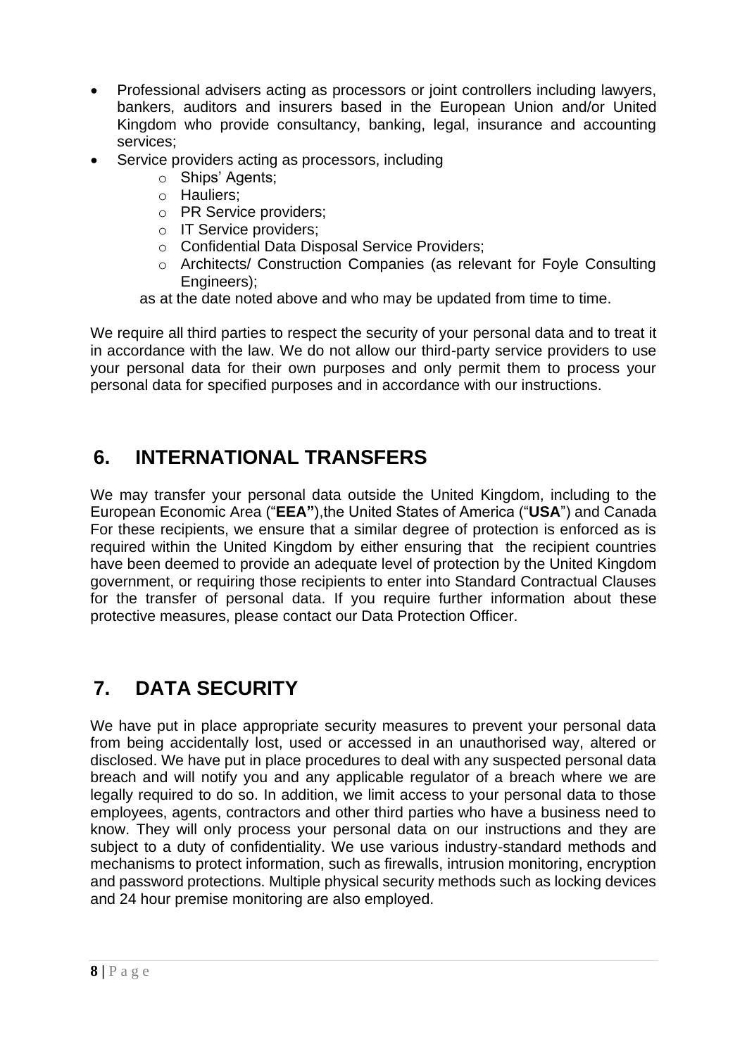- Professional advisers acting as processors or joint controllers including lawyers, bankers, auditors and insurers based in the European Union and/or United Kingdom who provide consultancy, banking, legal, insurance and accounting services;
- Service providers acting as processors, including
  - Ships' Agents;
  - Hauliers;
  - PR Service providers;
  - IT Service providers;
  - Confidential Data Disposal Service Providers;
  - Architects/ Construction Companies (as relevant for Foyle Consulting Engineers);

  as at the date noted above and who may be updated from time to time.

We require all third parties to respect the security of your personal data and to treat it in accordance with the law. We do not allow our third-party service providers to use your personal data for their own purposes and only permit them to process your personal data for specified purposes and in accordance with our instructions.

## 6. INTERNATIONAL TRANSFERS

We may transfer your personal data outside the United Kingdom, including to the European Economic Area ("**EEA"**),the United States of America ("**USA**") and Canada For these recipients, we ensure that a similar degree of protection is enforced as is required within the United Kingdom by either ensuring that the recipient countries have been deemed to provide an adequate level of protection by the United Kingdom government, or requiring those recipients to enter into Standard Contractual Clauses for the transfer of personal data. If you require further information about these protective measures, please contact our Data Protection Officer.

## 7. DATA SECURITY

We have put in place appropriate security measures to prevent your personal data from being accidentally lost, used or accessed in an unauthorised way, altered or disclosed. We have put in place procedures to deal with any suspected personal data breach and will notify you and any applicable regulator of a breach where we are legally required to do so. In addition, we limit access to your personal data to those employees, agents, contractors and other third parties who have a business need to know. They will only process your personal data on our instructions and they are subject to a duty of confidentiality. We use various industry-standard methods and mechanisms to protect information, such as firewalls, intrusion monitoring, encryption and password protections. Multiple physical security methods such as locking devices and 24 hour premise monitoring are also employed.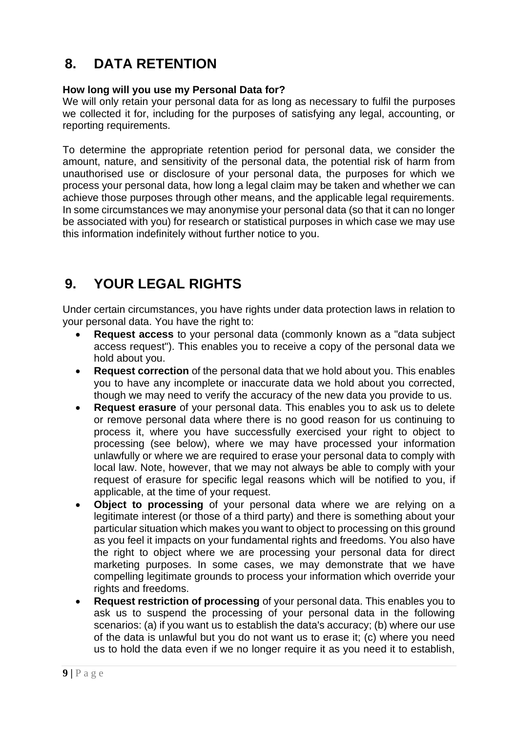## 8. DATA RETENTION

**How long will you use my Personal Data for?**

We will only retain your personal data for as long as necessary to fulfil the purposes we collected it for, including for the purposes of satisfying any legal, accounting, or reporting requirements.

To determine the appropriate retention period for personal data, we consider the amount, nature, and sensitivity of the personal data, the potential risk of harm from unauthorised use or disclosure of your personal data, the purposes for which we process your personal data, how long a legal claim may be taken and whether we can achieve those purposes through other means, and the applicable legal requirements. In some circumstances we may anonymise your personal data (so that it can no longer be associated with you) for research or statistical purposes in which case we may use this information indefinitely without further notice to you.

## 9. YOUR LEGAL RIGHTS

Under certain circumstances, you have rights under data protection laws in relation to your personal data. You have the right to:

- **Request access** to your personal data (commonly known as a "data subject access request"). This enables you to receive a copy of the personal data we hold about you.
- **Request correction** of the personal data that we hold about you. This enables you to have any incomplete or inaccurate data we hold about you corrected, though we may need to verify the accuracy of the new data you provide to us.
- **Request erasure** of your personal data. This enables you to ask us to delete or remove personal data where there is no good reason for us continuing to process it, where you have successfully exercised your right to object to processing (see below), where we may have processed your information unlawfully or where we are required to erase your personal data to comply with local law. Note, however, that we may not always be able to comply with your request of erasure for specific legal reasons which will be notified to you, if applicable, at the time of your request.
- **Object to processing** of your personal data where we are relying on a legitimate interest (or those of a third party) and there is something about your particular situation which makes you want to object to processing on this ground as you feel it impacts on your fundamental rights and freedoms. You also have the right to object where we are processing your personal data for direct marketing purposes. In some cases, we may demonstrate that we have compelling legitimate grounds to process your information which override your rights and freedoms.
- **Request restriction of processing** of your personal data. This enables you to ask us to suspend the processing of your personal data in the following scenarios: (a) if you want us to establish the data's accuracy; (b) where our use of the data is unlawful but you do not want us to erase it; (c) where you need us to hold the data even if we no longer require it as you need it to establish,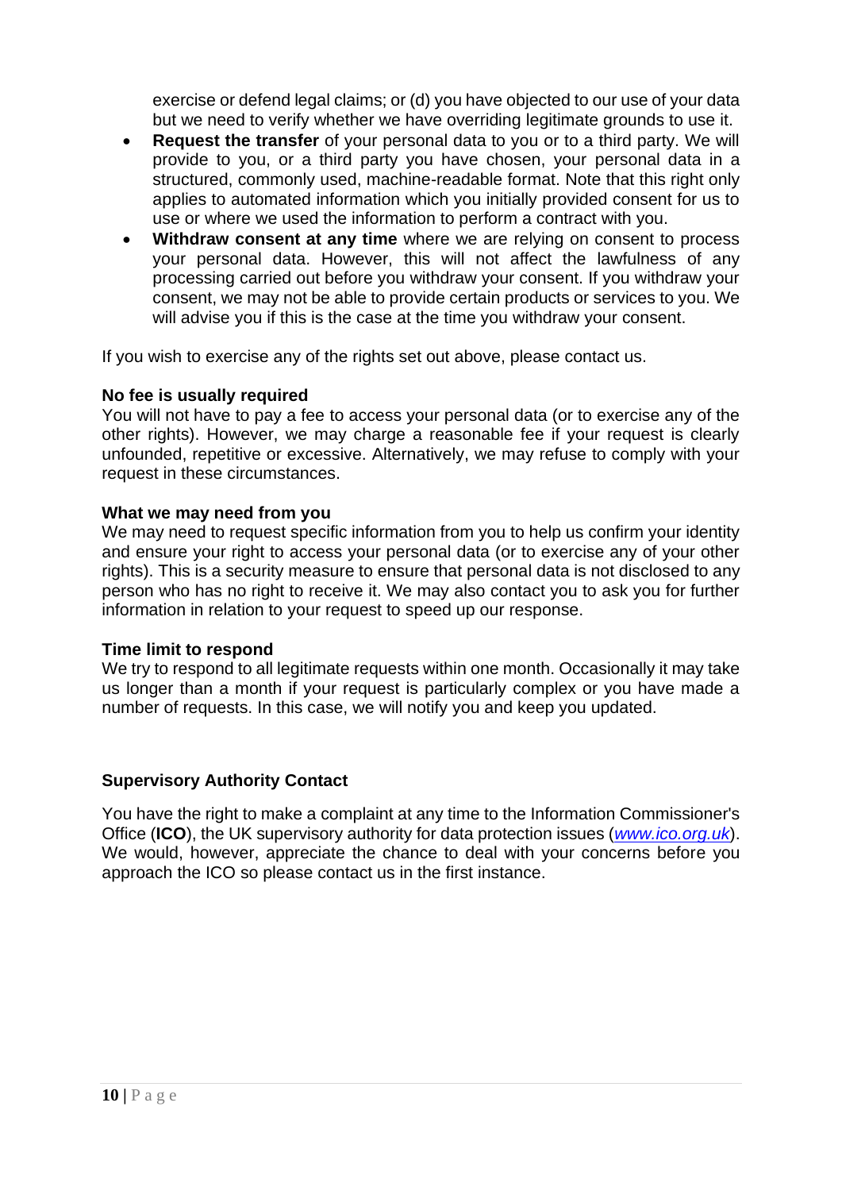exercise or defend legal claims; or (d) you have objected to our use of your data but we need to verify whether we have overriding legitimate grounds to use it.

- **Request the transfer** of your personal data to you or to a third party. We will provide to you, or a third party you have chosen, your personal data in a structured, commonly used, machine-readable format. Note that this right only applies to automated information which you initially provided consent for us to use or where we used the information to perform a contract with you.
- **Withdraw consent at any time** where we are relying on consent to process your personal data. However, this will not affect the lawfulness of any processing carried out before you withdraw your consent. If you withdraw your consent, we may not be able to provide certain products or services to you. We will advise you if this is the case at the time you withdraw your consent.

If you wish to exercise any of the rights set out above, please contact us.

**No fee is usually required**

You will not have to pay a fee to access your personal data (or to exercise any of the other rights). However, we may charge a reasonable fee if your request is clearly unfounded, repetitive or excessive. Alternatively, we may refuse to comply with your request in these circumstances.

**What we may need from you**

We may need to request specific information from you to help us confirm your identity and ensure your right to access your personal data (or to exercise any of your other rights). This is a security measure to ensure that personal data is not disclosed to any person who has no right to receive it. We may also contact you to ask you for further information in relation to your request to speed up our response.

**Time limit to respond**

We try to respond to all legitimate requests within one month. Occasionally it may take us longer than a month if your request is particularly complex or you have made a number of requests. In this case, we will notify you and keep you updated.

**Supervisory Authority Contact**

You have the right to make a complaint at any time to the Information Commissioner's Office (**ICO**), the UK supervisory authority for data protection issues (*www.ico.org.uk*). We would, however, appreciate the chance to deal with your concerns before you approach the ICO so please contact us in the first instance.